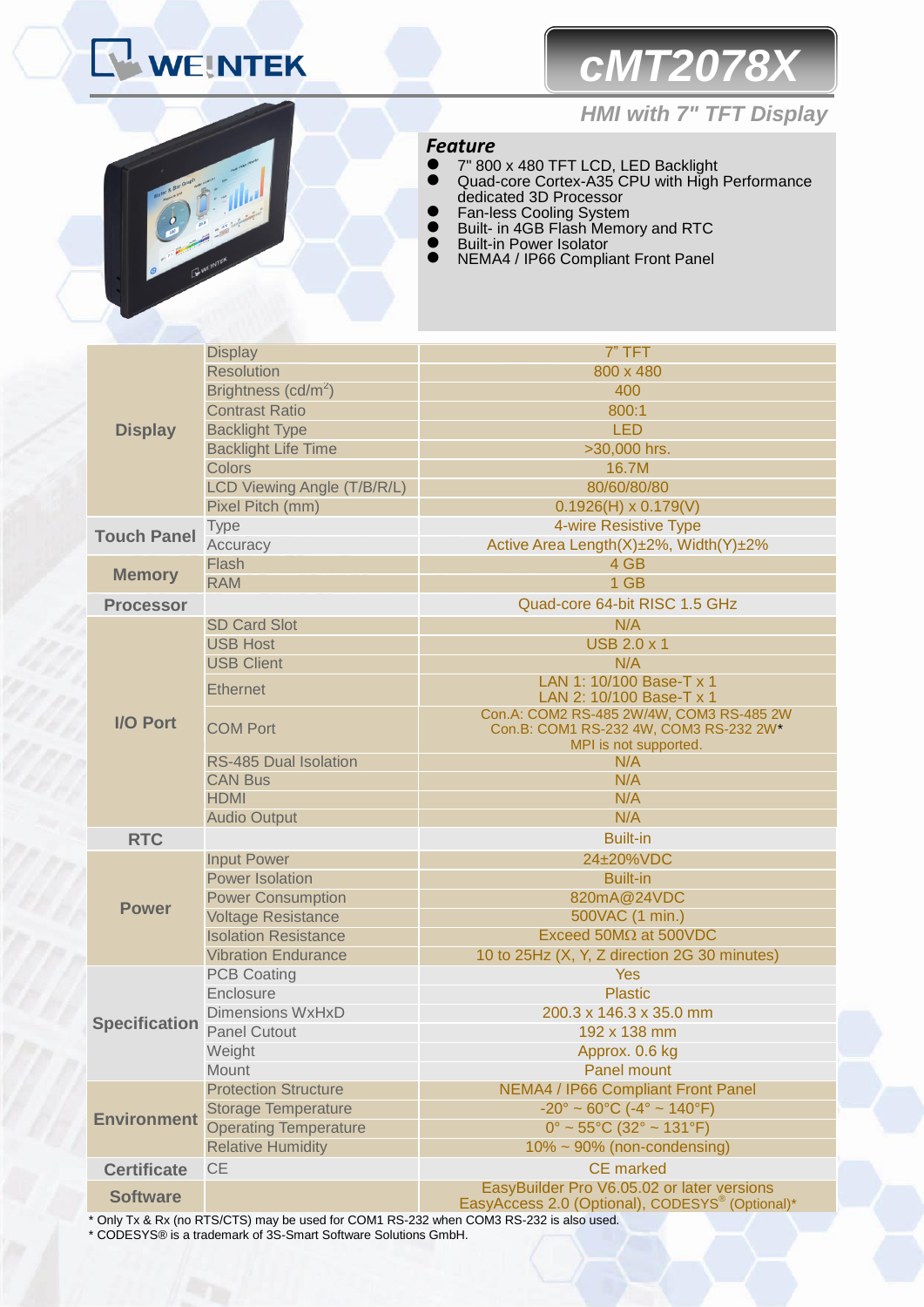# WEINTEK

# cMT2078X

## HMI with 7" TFT Display

### Feature

- 7" 800 x 480 TFT LCD, LED Backlight
- Quad-core Cortex-A35 CPU with High Performance dedicated 3D Processor
- Fan-less Cooling System
- Built- in 4GB Flash Memory and RTC
- Built-in Power Isolator
- NEMA4 / IP66 Compliant Front Panel

| | | |
|---|---|---|
| **Display** | Display | 7" TFT |
| | Resolution | 800 x 480 |
| | Brightness (cd/$m^2$) | 400 |
| | Contrast Ratio | 800:1 |
| | Backlight Type | LED |
| | Backlight Life Time | >30,000 hrs. |
| | Colors | 16.7M |
| | LCD Viewing Angle (T/B/R/L) | 80/60/80/80 |
| | Pixel Pitch (mm) | 0.1926(H) x 0.179(V) |
| **Touch Panel** | Type | 4-wire Resistive Type |
| | Accuracy | Active Area Length(X)±2%, Width(Y)±2% |
| **Memory** | Flash | 4 GB |
| | RAM | 1 GB |
| **Processor** | | Quad-core 64-bit RISC 1.5 GHz |
| **I/O Port** | SD Card Slot | N/A |
| | USB Host | USB 2.0 x 1 |
| | USB Client | N/A |
| | Ethernet | LAN 1: 10/100 Base-T x 1<br>LAN 2: 10/100 Base-T x 1 |
| | COM Port | Con.A: COM2 RS-485 2W/4W, COM3 RS-485 2W<br>Con.B: COM1 RS-232 4W, COM3 RS-232 2W*<br>MPI is not supported. |
| | RS-485 Dual Isolation | N/A |
| | CAN Bus | N/A |
| | HDMI | N/A |
| | Audio Output | N/A |
| **RTC** | | Built-in |
| **Power** | Input Power | 24±20%VDC |
| | Power Isolation | Built-in |
| | Power Consumption | 820mA@24VDC |
| | Voltage Resistance | 500VAC (1 min.) |
| | Isolation Resistance | Exceed 50MΩ at 500VDC |
| | Vibration Endurance | 10 to 25Hz (X, Y, Z direction 2G 30 minutes) |
| **Specification** | PCB Coating | Yes |
| | Enclosure | Plastic |
| | Dimensions WxHxD | 200.3 x 146.3 x 35.0 mm |
| | Panel Cutout | 192 x 138 mm |
| | Weight | Approx. 0.6 kg |
| | Mount | Panel mount |
| **Environment** | Protection Structure | NEMA4 / IP66 Compliant Front Panel |
| | Storage Temperature | -20° ~ 60°C (-4° ~ 140°F) |
| | Operating Temperature | 0° ~ 55°C (32° ~ 131°F) |
| | Relative Humidity | 10% ~ 90% (non-condensing) |
| **Certificate** | CE | CE marked |
| **Software** | | EasyBuilder Pro V6.05.02 or later versions<br>EasyAccess 2.0 (Optional), CODESYS® (Optional)* |

* Only Tx & Rx (no RTS/CTS) may be used for COM1 RS-232 when COM3 RS-232 is also used.
* CODESYS® is a trademark of 3S-Smart Software Solutions GmbH.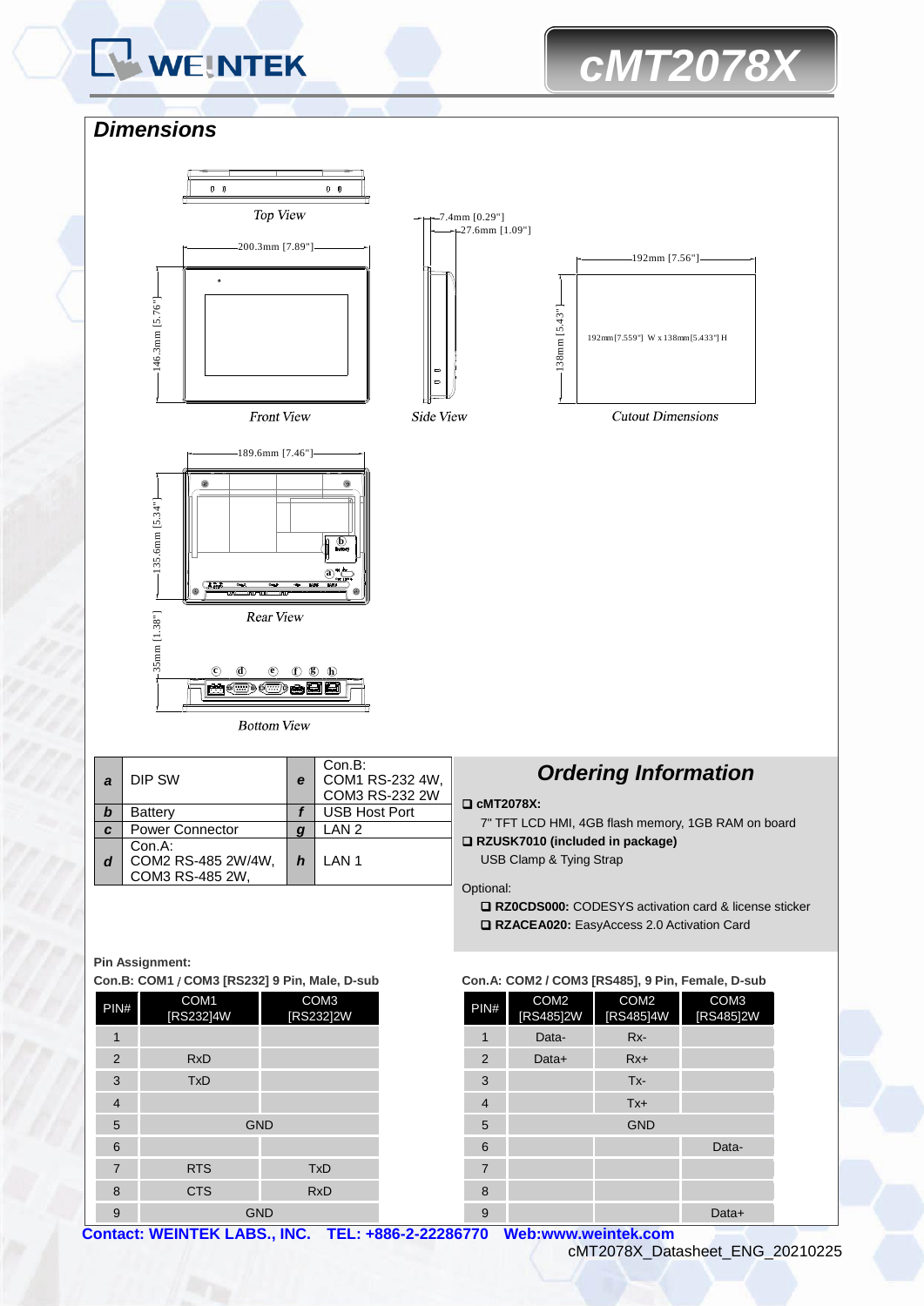## Dimensions

Top View

200.3mm [7.89"]

146.3mm [5.76"]

Front View

7.4mm [0.29"]

27.6mm [1.09"]

Side View

192mm [7.56"]

138mm [5.43"]

192mm[7.559"] W x 138mm[5.433"] H

Cutout Dimensions

189.6mm [7.46"]

135.6mm [5.34"]

Rear View

35mm [1.38"]

Bottom View

| | | | |
|---|---|---|---|
| **a** | DIP SW | **e** | Con.B: COM1 RS-232 4W, COM3 RS-232 2W |
| **b** | Battery | **f** | USB Host Port |
| **c** | Power Connector | **g** | LAN 2 |
| **d** | Con.A: COM2 RS-485 2W/4W, COM3 RS-485 2W, | **h** | LAN 1 |

## Ordering Information

❑ **cMT2078X:**

7" TFT LCD HMI, 4GB flash memory, 1GB RAM on board

❑ **RZUSK7010 (included in package)**

USB Clamp & Tying Strap

Optional:

❑ **RZ0CDS000:** CODESYS activation card & license sticker

❑ **RZACEA020:** EasyAccess 2.0 Activation Card

**Pin Assignment:**

**Con.B: COM1 / COM3 [RS232] 9 Pin, Male, D-sub**

| PIN# | COM1 [RS232]4W | COM3 [RS232]2W |
|---|---|---|
| 1 | | |
| 2 | RxD | |
| 3 | TxD | |
| 4 | | |
| 5 | GND | |
| 6 | | |
| 7 | RTS | TxD |
| 8 | CTS | RxD |
| 9 | GND | |

**Con.A: COM2 / COM3 [RS485], 9 Pin, Female, D-sub**

| PIN# | COM2 [RS485]2W | COM2 [RS485]4W | COM3 [RS485]2W |
|---|---|---|---|
| 1 | Data- | Rx- | |
| 2 | Data+ | Rx+ | |
| 3 | | Tx- | |
| 4 | | Tx+ | |
| 5 | GND | | |
| 6 | | | Data- |
| 7 | | | |
| 8 | | | |
| 9 | | | Data+ |

**Contact: WEINTEK LABS., INC. TEL: +886-2-22286770 Web:www.weintek.com**

cMT2078X_Datasheet_ENG_20210225